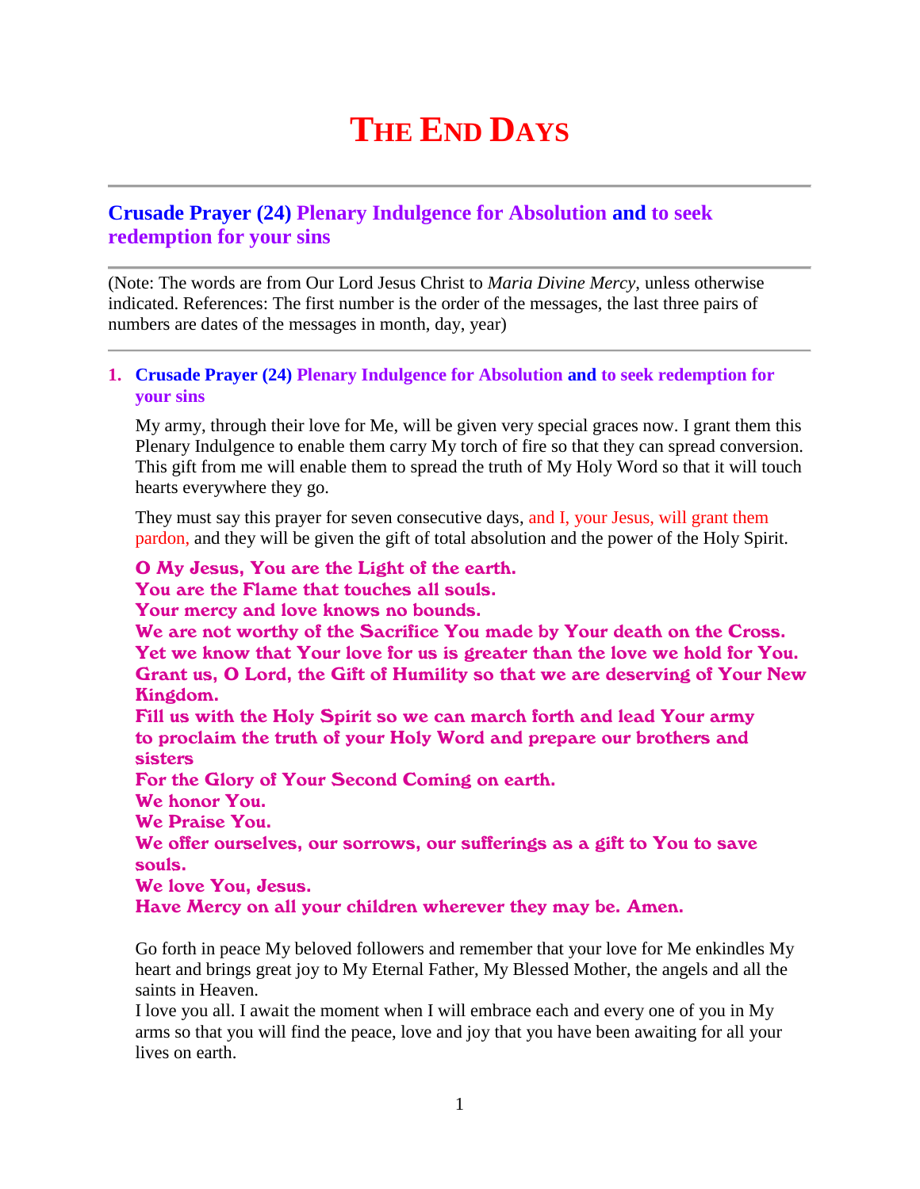# THE END DAYS

## Crusade Prayer (24) Plenary Indulgence for Absolution and to seek redemption for your sins

(Note: The words are from Our Lord Jesus Christ to *Maria Divine Mercy*, unless otherwise indicated. References: The first number is the order of the messages, the last three pairs of numbers are dates of the messages in month, day, year)

1. **Crusade Prayer (24) Plenary Indulgence for Absolution and to seek redemption for your sins**

   My army, through their love for Me, will be given very special graces now. I grant them this Plenary Indulgence to enable them carry My torch of fire so that they can spread conversion. This gift from me will enable them to spread the truth of My Holy Word so that it will touch hearts everywhere they go.

   They must say this prayer for seven consecutive days, and I, your Jesus, will grant them pardon, and they will be given the gift of total absolution and the power of the Holy Spirit.

   **O My Jesus, You are the Light of the earth.**
   **You are the Flame that touches all souls.**
   **Your mercy and love knows no bounds.**
   **We are not worthy of the Sacrifice You made by Your death on the Cross.**
   **Yet we know that Your love for us is greater than the love we hold for You.**
   **Grant us, O Lord, the Gift of Humility so that we are deserving of Your New Kingdom.**
   **Fill us with the Holy Spirit so we can march forth and lead Your army to proclaim the truth of your Holy Word and prepare our brothers and sisters**
   **For the Glory of Your Second Coming on earth.**
   **We honor You.**
   **We Praise You.**
   **We offer ourselves, our sorrows, our sufferings as a gift to You to save souls.**
   **We love You, Jesus.**
   **Have Mercy on all your children wherever they may be. Amen.**

   Go forth in peace My beloved followers and remember that your love for Me enkindles My heart and brings great joy to My Eternal Father, My Blessed Mother, the angels and all the saints in Heaven.
   I love you all. I await the moment when I will embrace each and every one of you in My arms so that you will find the peace, love and joy that you have been awaiting for all your lives on earth.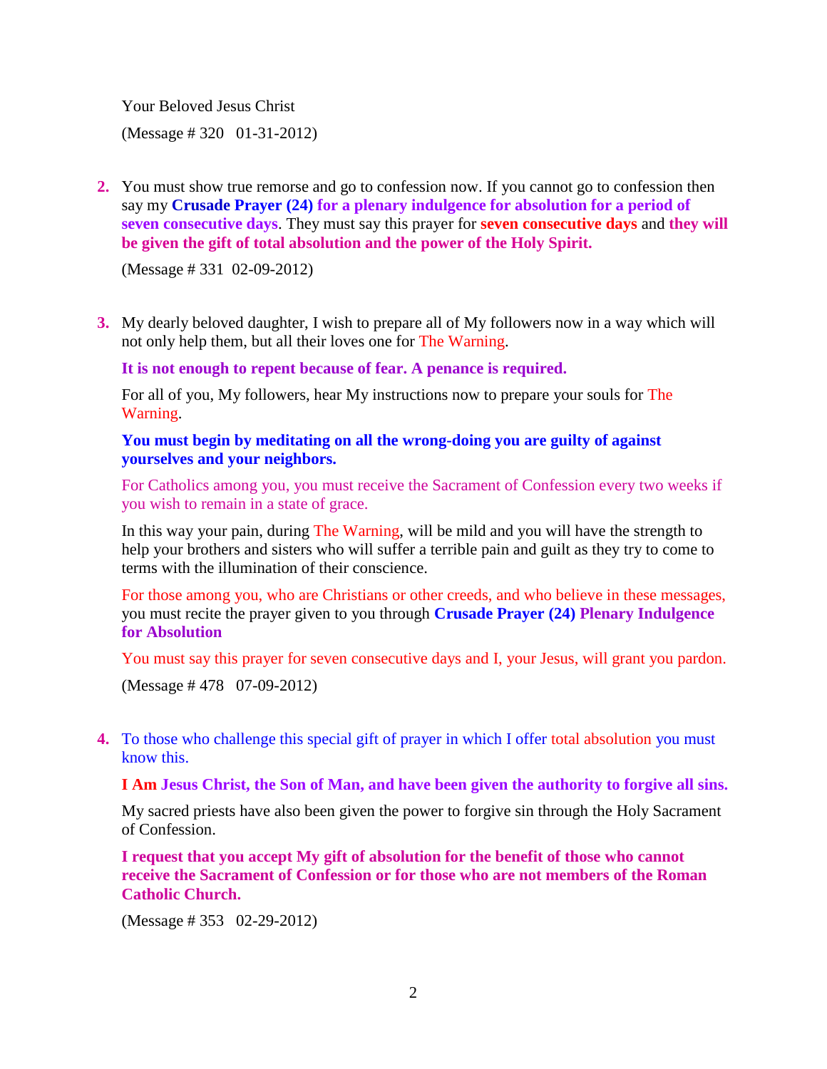Your Beloved Jesus Christ

(Message # 320   01-31-2012)

2. You must show true remorse and go to confession now. If you cannot go to confession then say my **Crusade Prayer (24) for a plenary indulgence for absolution for a period of seven consecutive days**. They must say this prayer for **seven consecutive days** and **they will be given the gift of total absolution and the power of the Holy Spirit.**

   (Message # 331  02-09-2012)

3. My dearly beloved daughter, I wish to prepare all of My followers now in a way which will not only help them, but all their loves one for The Warning.

   **It is not enough to repent because of fear. A penance is required.**

   For all of you, My followers, hear My instructions now to prepare your souls for The Warning.

   **You must begin by meditating on all the wrong-doing you are guilty of against yourselves and your neighbors.**

   For Catholics among you, you must receive the Sacrament of Confession every two weeks if you wish to remain in a state of grace.

   In this way your pain, during The Warning, will be mild and you will have the strength to help your brothers and sisters who will suffer a terrible pain and guilt as they try to come to terms with the illumination of their conscience.

   For those among you, who are Christians or other creeds, and who believe in these messages, you must recite the prayer given to you through **Crusade Prayer (24) Plenary Indulgence for Absolution**

   You must say this prayer for seven consecutive days and I, your Jesus, will grant you pardon.

   (Message # 478   07-09-2012)

4. To those who challenge this special gift of prayer in which I offer total absolution you must know this.

   **I Am Jesus Christ, the Son of Man, and have been given the authority to forgive all sins.**

   My sacred priests have also been given the power to forgive sin through the Holy Sacrament of Confession.

   **I request that you accept My gift of absolution for the benefit of those who cannot receive the Sacrament of Confession or for those who are not members of the Roman Catholic Church.**

   (Message # 353   02-29-2012)